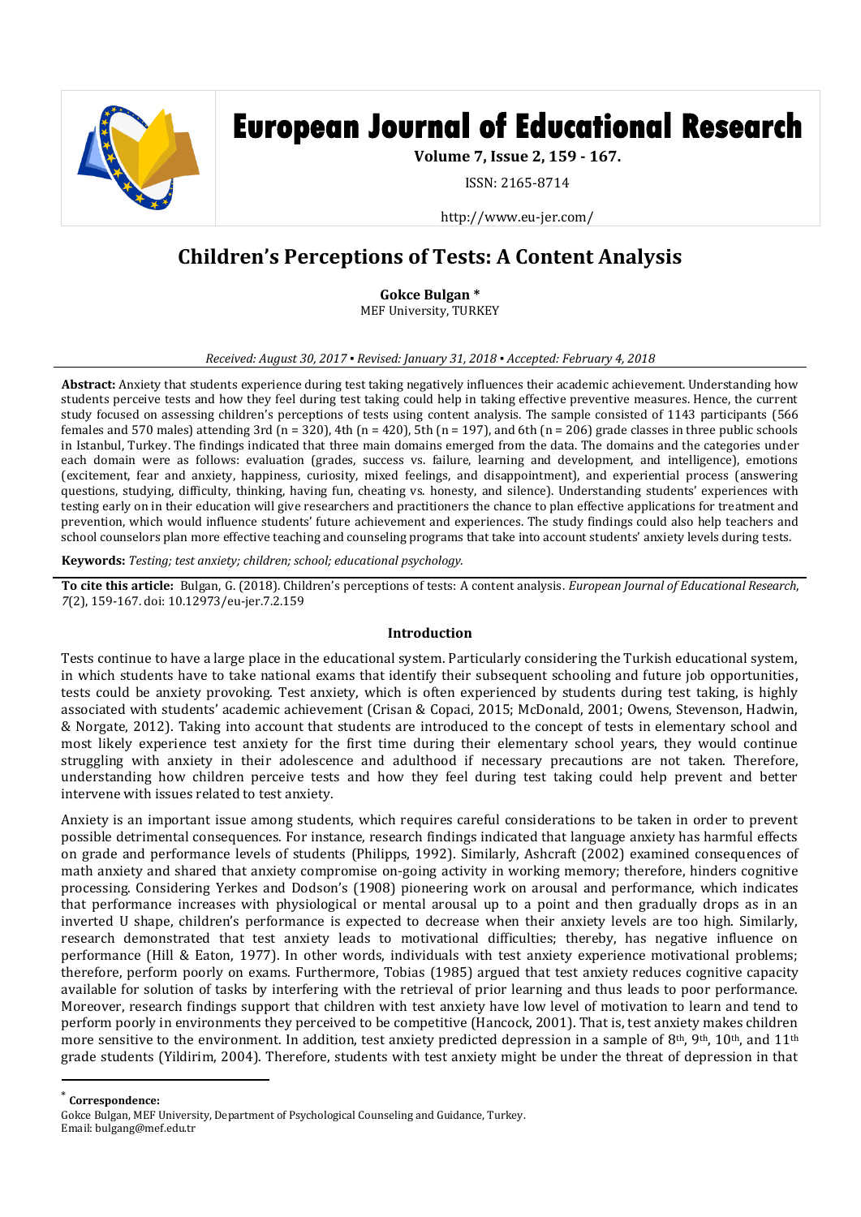# European Journal of Educational Research

**Volume 7, Issue 2, 159 - 167.**

ISSN: 2165-8714

http://www.eu-jer.com/

## Children's Perceptions of Tests: A Content Analysis

**Gokce Bulgan \***
MEF University, TURKEY

*Received: August 30, 2017 ▪ Revised: January 31, 2018 ▪ Accepted: February 4, 2018*

**Abstract:** Anxiety that students experience during test taking negatively influences their academic achievement. Understanding how students perceive tests and how they feel during test taking could help in taking effective preventive measures. Hence, the current study focused on assessing children's perceptions of tests using content analysis. The sample consisted of 1143 participants (566 females and 570 males) attending 3rd (n = 320), 4th (n = 420), 5th (n = 197), and 6th (n = 206) grade classes in three public schools in Istanbul, Turkey. The findings indicated that three main domains emerged from the data. The domains and the categories under each domain were as follows: evaluation (grades, success vs. failure, learning and development, and intelligence), emotions (excitement, fear and anxiety, happiness, curiosity, mixed feelings, and disappointment), and experiential process (answering questions, studying, difficulty, thinking, having fun, cheating vs. honesty, and silence). Understanding students' experiences with testing early on in their education will give researchers and practitioners the chance to plan effective applications for treatment and prevention, which would influence students' future achievement and experiences. The study findings could also help teachers and school counselors plan more effective teaching and counseling programs that take into account students' anxiety levels during tests.

**Keywords:** *Testing; test anxiety; children; school; educational psychology.*

**To cite this article:** Bulgan, G. (2018). Children's perceptions of tests: A content analysis. *European Journal of Educational Research*, *7*(2), 159-167. doi: 10.12973/eu-jer.7.2.159

### Introduction

Tests continue to have a large place in the educational system. Particularly considering the Turkish educational system, in which students have to take national exams that identify their subsequent schooling and future job opportunities, tests could be anxiety provoking. Test anxiety, which is often experienced by students during test taking, is highly associated with students' academic achievement (Crisan & Copaci, 2015; McDonald, 2001; Owens, Stevenson, Hadwin, & Norgate, 2012). Taking into account that students are introduced to the concept of tests in elementary school and most likely experience test anxiety for the first time during their elementary school years, they would continue struggling with anxiety in their adolescence and adulthood if necessary precautions are not taken. Therefore, understanding how children perceive tests and how they feel during test taking could help prevent and better intervene with issues related to test anxiety.

Anxiety is an important issue among students, which requires careful considerations to be taken in order to prevent possible detrimental consequences. For instance, research findings indicated that language anxiety has harmful effects on grade and performance levels of students (Philipps, 1992). Similarly, Ashcraft (2002) examined consequences of math anxiety and shared that anxiety compromise on-going activity in working memory; therefore, hinders cognitive processing. Considering Yerkes and Dodson's (1908) pioneering work on arousal and performance, which indicates that performance increases with physiological or mental arousal up to a point and then gradually drops as in an inverted U shape, children's performance is expected to decrease when their anxiety levels are too high. Similarly, research demonstrated that test anxiety leads to motivational difficulties; thereby, has negative influence on performance (Hill & Eaton, 1977). In other words, individuals with test anxiety experience motivational problems; therefore, perform poorly on exams. Furthermore, Tobias (1985) argued that test anxiety reduces cognitive capacity available for solution of tasks by interfering with the retrieval of prior learning and thus leads to poor performance. Moreover, research findings support that children with test anxiety have low level of motivation to learn and tend to perform poorly in environments they perceived to be competitive (Hancock, 2001). That is, test anxiety makes children more sensitive to the environment. In addition, test anxiety predicted depression in a sample of 8th, 9th, 10th, and 11th grade students (Yildirim, 2004). Therefore, students with test anxiety might be under the threat of depression in that

---

\* **Correspondence:**
Gokce Bulgan, MEF University, Department of Psychological Counseling and Guidance, Turkey.
Email: bulgang@mef.edu.tr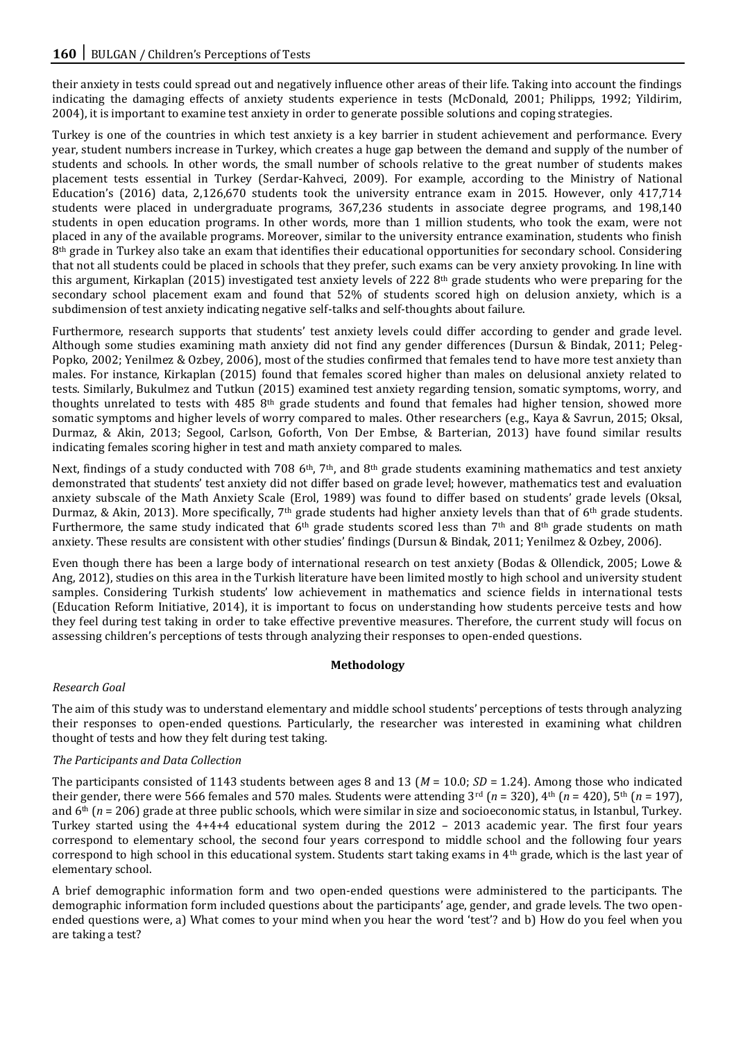their anxiety in tests could spread out and negatively influence other areas of their life. Taking into account the findings indicating the damaging effects of anxiety students experience in tests (McDonald, 2001; Philipps, 1992; Yildirim, 2004), it is important to examine test anxiety in order to generate possible solutions and coping strategies.

Turkey is one of the countries in which test anxiety is a key barrier in student achievement and performance. Every year, student numbers increase in Turkey, which creates a huge gap between the demand and supply of the number of students and schools. In other words, the small number of schools relative to the great number of students makes placement tests essential in Turkey (Serdar-Kahveci, 2009). For example, according to the Ministry of National Education's (2016) data, 2,126,670 students took the university entrance exam in 2015. However, only 417,714 students were placed in undergraduate programs, 367,236 students in associate degree programs, and 198,140 students in open education programs. In other words, more than 1 million students, who took the exam, were not placed in any of the available programs. Moreover, similar to the university entrance examination, students who finish 8th grade in Turkey also take an exam that identifies their educational opportunities for secondary school. Considering that not all students could be placed in schools that they prefer, such exams can be very anxiety provoking. In line with this argument, Kirkaplan (2015) investigated test anxiety levels of 222 8th grade students who were preparing for the secondary school placement exam and found that 52% of students scored high on delusion anxiety, which is a subdimension of test anxiety indicating negative self-talks and self-thoughts about failure.

Furthermore, research supports that students' test anxiety levels could differ according to gender and grade level. Although some studies examining math anxiety did not find any gender differences (Dursun & Bindak, 2011; Peleg-Popko, 2002; Yenilmez & Ozbey, 2006), most of the studies confirmed that females tend to have more test anxiety than males. For instance, Kirkaplan (2015) found that females scored higher than males on delusional anxiety related to tests. Similarly, Bukulmez and Tutkun (2015) examined test anxiety regarding tension, somatic symptoms, worry, and thoughts unrelated to tests with 485 8th grade students and found that females had higher tension, showed more somatic symptoms and higher levels of worry compared to males. Other researchers (e.g., Kaya & Savrun, 2015; Oksal, Durmaz, & Akin, 2013; Segool, Carlson, Goforth, Von Der Embse, & Barterian, 2013) have found similar results indicating females scoring higher in test and math anxiety compared to males.

Next, findings of a study conducted with 708 6th, 7th, and 8th grade students examining mathematics and test anxiety demonstrated that students' test anxiety did not differ based on grade level; however, mathematics test and evaluation anxiety subscale of the Math Anxiety Scale (Erol, 1989) was found to differ based on students' grade levels (Oksal, Durmaz, & Akin, 2013). More specifically, 7th grade students had higher anxiety levels than that of 6th grade students. Furthermore, the same study indicated that 6th grade students scored less than 7th and 8th grade students on math anxiety. These results are consistent with other studies' findings (Dursun & Bindak, 2011; Yenilmez & Ozbey, 2006).

Even though there has been a large body of international research on test anxiety (Bodas & Ollendick, 2005; Lowe & Ang, 2012), studies on this area in the Turkish literature have been limited mostly to high school and university student samples. Considering Turkish students' low achievement in mathematics and science fields in international tests (Education Reform Initiative, 2014), it is important to focus on understanding how students perceive tests and how they feel during test taking in order to take effective preventive measures. Therefore, the current study will focus on assessing children's perceptions of tests through analyzing their responses to open-ended questions.

## Methodology

### *Research Goal*

The aim of this study was to understand elementary and middle school students' perceptions of tests through analyzing their responses to open-ended questions. Particularly, the researcher was interested in examining what children thought of tests and how they felt during test taking.

### *The Participants and Data Collection*

The participants consisted of 1143 students between ages 8 and 13 ($M$ = 10.0; $SD$ = 1.24). Among those who indicated their gender, there were 566 females and 570 males. Students were attending 3rd ($n$ = 320), 4th ($n$ = 420), 5th ($n$ = 197), and 6th ($n$ = 206) grade at three public schools, which were similar in size and socioeconomic status, in Istanbul, Turkey. Turkey started using the 4+4+4 educational system during the 2012 – 2013 academic year. The first four years correspond to elementary school, the second four years correspond to middle school and the following four years correspond to high school in this educational system. Students start taking exams in 4th grade, which is the last year of elementary school.

A brief demographic information form and two open-ended questions were administered to the participants. The demographic information form included questions about the participants' age, gender, and grade levels. The two open-ended questions were, a) What comes to your mind when you hear the word 'test'? and b) How do you feel when you are taking a test?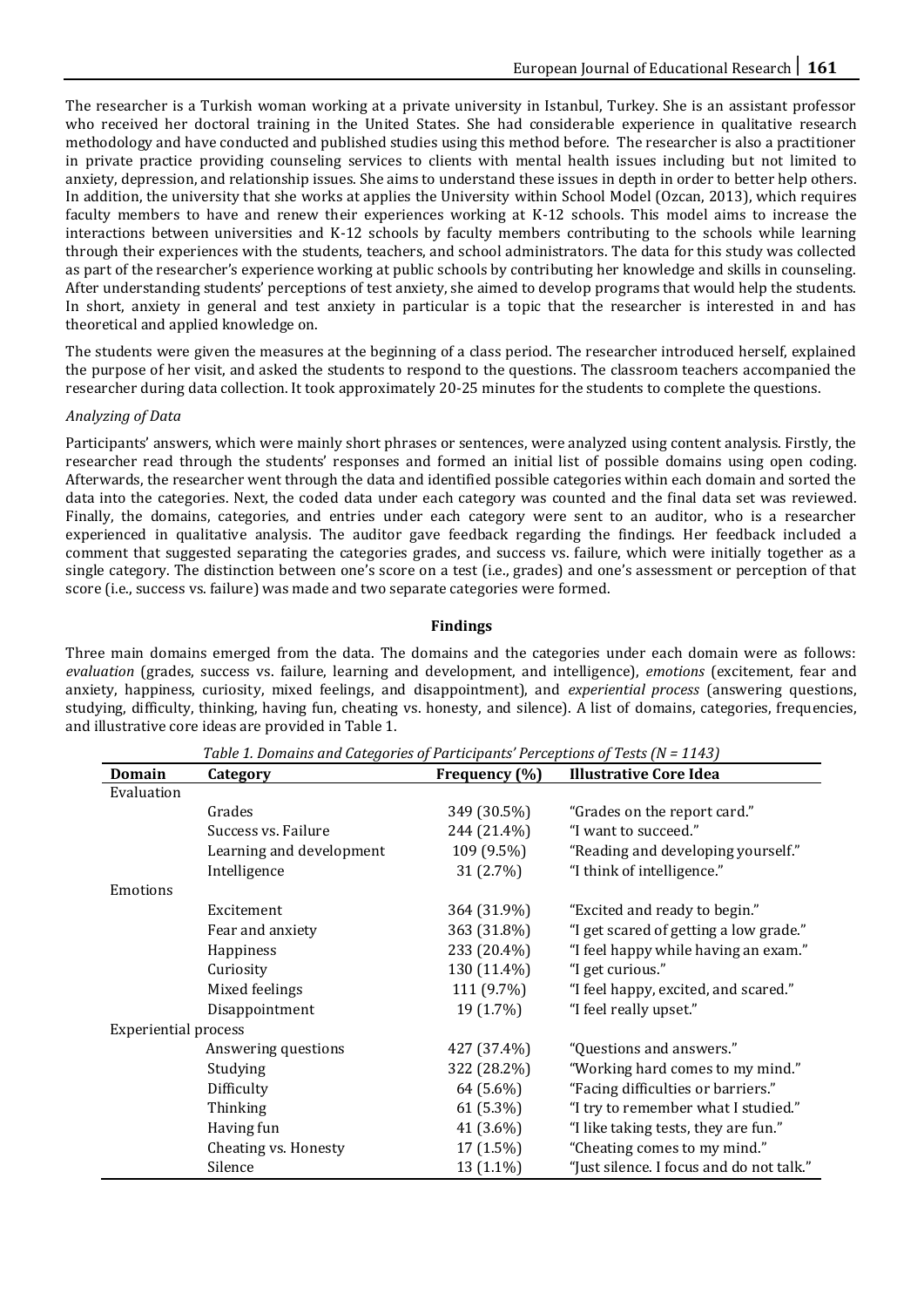The researcher is a Turkish woman working at a private university in Istanbul, Turkey. She is an assistant professor who received her doctoral training in the United States. She had considerable experience in qualitative research methodology and have conducted and published studies using this method before. The researcher is also a practitioner in private practice providing counseling services to clients with mental health issues including but not limited to anxiety, depression, and relationship issues. She aims to understand these issues in depth in order to better help others. In addition, the university that she works at applies the University within School Model (Ozcan, 2013), which requires faculty members to have and renew their experiences working at K-12 schools. This model aims to increase the interactions between universities and K-12 schools by faculty members contributing to the schools while learning through their experiences with the students, teachers, and school administrators. The data for this study was collected as part of the researcher's experience working at public schools by contributing her knowledge and skills in counseling. After understanding students' perceptions of test anxiety, she aimed to develop programs that would help the students. In short, anxiety in general and test anxiety in particular is a topic that the researcher is interested in and has theoretical and applied knowledge on.

The students were given the measures at the beginning of a class period. The researcher introduced herself, explained the purpose of her visit, and asked the students to respond to the questions. The classroom teachers accompanied the researcher during data collection. It took approximately 20-25 minutes for the students to complete the questions.

*Analyzing of Data*

Participants' answers, which were mainly short phrases or sentences, were analyzed using content analysis. Firstly, the researcher read through the students' responses and formed an initial list of possible domains using open coding. Afterwards, the researcher went through the data and identified possible categories within each domain and sorted the data into the categories. Next, the coded data under each category was counted and the final data set was reviewed. Finally, the domains, categories, and entries under each category were sent to an auditor, who is a researcher experienced in qualitative analysis. The auditor gave feedback regarding the findings. Her feedback included a comment that suggested separating the categories grades, and success vs. failure, which were initially together as a single category. The distinction between one's score on a test (i.e., grades) and one's assessment or perception of that score (i.e., success vs. failure) was made and two separate categories were formed.

## Findings

Three main domains emerged from the data. The domains and the categories under each domain were as follows: *evaluation* (grades, success vs. failure, learning and development, and intelligence), *emotions* (excitement, fear and anxiety, happiness, curiosity, mixed feelings, and disappointment), and *experiential process* (answering questions, studying, difficulty, thinking, having fun, cheating vs. honesty, and silence). A list of domains, categories, frequencies, and illustrative core ideas are provided in Table 1.

*Table 1. Domains and Categories of Participants' Perceptions of Tests (N = 1143)*

| Domain | Category | Frequency (%) | Illustrative Core Idea |
|---|---|---|---|
| Evaluation | | | |
| | Grades | 349 (30.5%) | "Grades on the report card." |
| | Success vs. Failure | 244 (21.4%) | "I want to succeed." |
| | Learning and development | 109 (9.5%) | "Reading and developing yourself." |
| | Intelligence | 31 (2.7%) | "I think of intelligence." |
| Emotions | | | |
| | Excitement | 364 (31.9%) | "Excited and ready to begin." |
| | Fear and anxiety | 363 (31.8%) | "I get scared of getting a low grade." |
| | Happiness | 233 (20.4%) | "I feel happy while having an exam." |
| | Curiosity | 130 (11.4%) | "I get curious." |
| | Mixed feelings | 111 (9.7%) | "I feel happy, excited, and scared." |
| | Disappointment | 19 (1.7%) | "I feel really upset." |
| Experiential process | | | |
| | Answering questions | 427 (37.4%) | "Questions and answers." |
| | Studying | 322 (28.2%) | "Working hard comes to my mind." |
| | Difficulty | 64 (5.6%) | "Facing difficulties or barriers." |
| | Thinking | 61 (5.3%) | "I try to remember what I studied." |
| | Having fun | 41 (3.6%) | "I like taking tests, they are fun." |
| | Cheating vs. Honesty | 17 (1.5%) | "Cheating comes to my mind." |
| | Silence | 13 (1.1%) | "Just silence. I focus and do not talk." |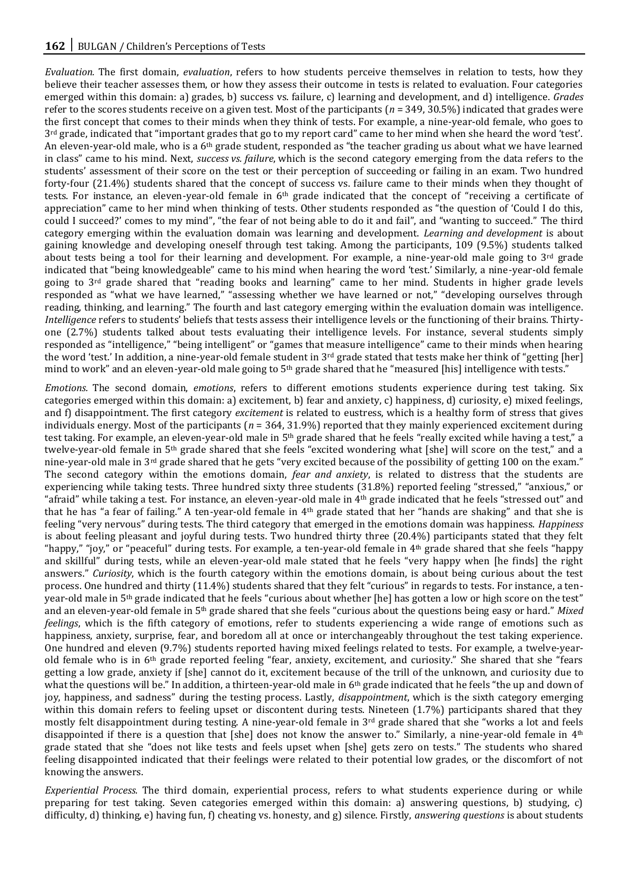*Evaluation.* The first domain, *evaluation*, refers to how students perceive themselves in relation to tests, how they believe their teacher assesses them, or how they assess their outcome in tests is related to evaluation. Four categories emerged within this domain: a) grades, b) success vs. failure, c) learning and development, and d) intelligence. *Grades* refer to the scores students receive on a given test. Most of the participants ($n$ = 349, 30.5%) indicated that grades were the first concept that comes to their minds when they think of tests. For example, a nine-year-old female, who goes to 3rd grade, indicated that "important grades that go to my report card" came to her mind when she heard the word 'test'. An eleven-year-old male, who is a 6th grade student, responded as "the teacher grading us about what we have learned in class" came to his mind. Next, *success vs. failure*, which is the second category emerging from the data refers to the students' assessment of their score on the test or their perception of succeeding or failing in an exam. Two hundred forty-four (21.4%) students shared that the concept of success vs. failure came to their minds when they thought of tests. For instance, an eleven-year-old female in 6th grade indicated that the concept of "receiving a certificate of appreciation" came to her mind when thinking of tests. Other students responded as "the question of 'Could I do this, could I succeed?' comes to my mind", "the fear of not being able to do it and fail", and "wanting to succeed." The third category emerging within the evaluation domain was learning and development. *Learning and development* is about gaining knowledge and developing oneself through test taking. Among the participants, 109 (9.5%) students talked about tests being a tool for their learning and development. For example, a nine-year-old male going to 3rd grade indicated that "being knowledgeable" came to his mind when hearing the word 'test.' Similarly, a nine-year-old female going to 3rd grade shared that "reading books and learning" came to her mind. Students in higher grade levels responded as "what we have learned," "assessing whether we have learned or not," "developing ourselves through reading, thinking, and learning." The fourth and last category emerging within the evaluation domain was intelligence. *Intelligence* refers to students' beliefs that tests assess their intelligence levels or the functioning of their brains. Thirty-one (2.7%) students talked about tests evaluating their intelligence levels. For instance, several students simply responded as "intelligence," "being intelligent" or "games that measure intelligence" came to their minds when hearing the word 'test.' In addition, a nine-year-old female student in 3rd grade stated that tests make her think of "getting [her] mind to work" and an eleven-year-old male going to 5th grade shared that he "measured [his] intelligence with tests."

*Emotions.* The second domain, *emotions*, refers to different emotions students experience during test taking. Six categories emerged within this domain: a) excitement, b) fear and anxiety, c) happiness, d) curiosity, e) mixed feelings, and f) disappointment. The first category *excitement* is related to eustress, which is a healthy form of stress that gives individuals energy. Most of the participants ($n$ = 364, 31.9%) reported that they mainly experienced excitement during test taking. For example, an eleven-year-old male in 5th grade shared that he feels "really excited while having a test," a twelve-year-old female in 5th grade shared that she feels "excited wondering what [she] will score on the test," and a nine-year-old male in 3rd grade shared that he gets "very excited because of the possibility of getting 100 on the exam." The second category within the emotions domain, *fear and anxiety*, is related to distress that the students are experiencing while taking tests. Three hundred sixty three students (31.8%) reported feeling "stressed," "anxious," or "afraid" while taking a test. For instance, an eleven-year-old male in 4th grade indicated that he feels "stressed out" and that he has "a fear of failing." A ten-year-old female in 4th grade stated that her "hands are shaking" and that she is feeling "very nervous" during tests. The third category that emerged in the emotions domain was happiness. *Happiness* is about feeling pleasant and joyful during tests. Two hundred thirty three (20.4%) participants stated that they felt "happy," "joy," or "peaceful" during tests. For example, a ten-year-old female in 4th grade shared that she feels "happy and skillful" during tests, while an eleven-year-old male stated that he feels "very happy when [he finds] the right answers." *Curiosity*, which is the fourth category within the emotions domain, is about being curious about the test process. One hundred and thirty (11.4%) students shared that they felt "curious" in regards to tests. For instance, a ten-year-old male in 5th grade indicated that he feels "curious about whether [he] has gotten a low or high score on the test" and an eleven-year-old female in 5th grade shared that she feels "curious about the questions being easy or hard." *Mixed feelings*, which is the fifth category of emotions, refer to students experiencing a wide range of emotions such as happiness, anxiety, surprise, fear, and boredom all at once or interchangeably throughout the test taking experience. One hundred and eleven (9.7%) students reported having mixed feelings related to tests. For example, a twelve-year-old female who is in 6th grade reported feeling "fear, anxiety, excitement, and curiosity." She shared that she "fears getting a low grade, anxiety if [she] cannot do it, excitement because of the trill of the unknown, and curiosity due to what the questions will be." In addition, a thirteen-year-old male in 6th grade indicated that he feels "the up and down of joy, happiness, and sadness" during the testing process. Lastly, *disappointment*, which is the sixth category emerging within this domain refers to feeling upset or discontent during tests. Nineteen (1.7%) participants shared that they mostly felt disappointment during testing. A nine-year-old female in 3rd grade shared that she "works a lot and feels disappointed if there is a question that [she] does not know the answer to." Similarly, a nine-year-old female in 4th grade stated that she "does not like tests and feels upset when [she] gets zero on tests." The students who shared feeling disappointed indicated that their feelings were related to their potential low grades, or the discomfort of not knowing the answers.

*Experiential Process.* The third domain, experiential process, refers to what students experience during or while preparing for test taking. Seven categories emerged within this domain: a) answering questions, b) studying, c) difficulty, d) thinking, e) having fun, f) cheating vs. honesty, and g) silence. Firstly, *answering questions* is about students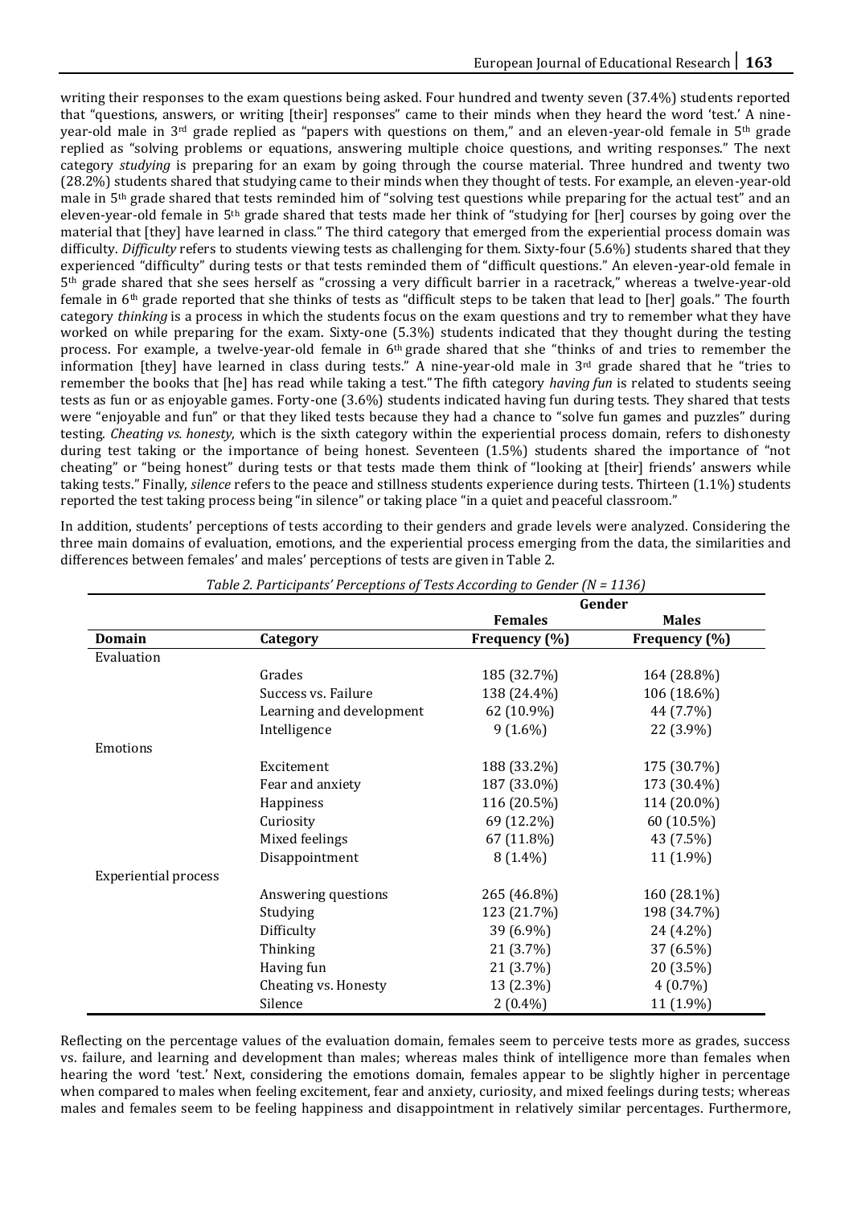writing their responses to the exam questions being asked. Four hundred and twenty seven (37.4%) students reported that "questions, answers, or writing [their] responses" came to their minds when they heard the word 'test.' A nine-year-old male in 3rd grade replied as "papers with questions on them," and an eleven-year-old female in 5th grade replied as "solving problems or equations, answering multiple choice questions, and writing responses." The next category *studying* is preparing for an exam by going through the course material. Three hundred and twenty two (28.2%) students shared that studying came to their minds when they thought of tests. For example, an eleven-year-old male in 5th grade shared that tests reminded him of "solving test questions while preparing for the actual test" and an eleven-year-old female in 5th grade shared that tests made her think of "studying for [her] courses by going over the material that [they] have learned in class." The third category that emerged from the experiential process domain was difficulty. *Difficulty* refers to students viewing tests as challenging for them. Sixty-four (5.6%) students shared that they experienced "difficulty" during tests or that tests reminded them of "difficult questions." An eleven-year-old female in 5th grade shared that she sees herself as "crossing a very difficult barrier in a racetrack," whereas a twelve-year-old female in 6th grade reported that she thinks of tests as "difficult steps to be taken that lead to [her] goals." The fourth category *thinking* is a process in which the students focus on the exam questions and try to remember what they have worked on while preparing for the exam. Sixty-one (5.3%) students indicated that they thought during the testing process. For example, a twelve-year-old female in 6th grade shared that she "thinks of and tries to remember the information [they] have learned in class during tests." A nine-year-old male in 3rd grade shared that he "tries to remember the books that [he] has read while taking a test." The fifth category *having fun* is related to students seeing tests as fun or as enjoyable games. Forty-one (3.6%) students indicated having fun during tests. They shared that tests were "enjoyable and fun" or that they liked tests because they had a chance to "solve fun games and puzzles" during testing. *Cheating vs. honesty*, which is the sixth category within the experiential process domain, refers to dishonesty during test taking or the importance of being honest. Seventeen (1.5%) students shared the importance of "not cheating" or "being honest" during tests or that tests made them think of "looking at [their] friends' answers while taking tests." Finally, *silence* refers to the peace and stillness students experience during tests. Thirteen (1.1%) students reported the test taking process being "in silence" or taking place "in a quiet and peaceful classroom."

In addition, students' perceptions of tests according to their genders and grade levels were analyzed. Considering the three main domains of evaluation, emotions, and the experiential process emerging from the data, the similarities and differences between females' and males' perceptions of tests are given in Table 2.

*Table 2. Participants' Perceptions of Tests According to Gender (N = 1136)*

| | | Gender | |
|---|---|---|---|
| | | **Females** | **Males** |
| **Domain** | **Category** | **Frequency (%)** | **Frequency (%)** |
| Evaluation | | | |
| | Grades | 185 (32.7%) | 164 (28.8%) |
| | Success vs. Failure | 138 (24.4%) | 106 (18.6%) |
| | Learning and development | 62 (10.9%) | 44 (7.7%) |
| | Intelligence | 9 (1.6%) | 22 (3.9%) |
| Emotions | | | |
| | Excitement | 188 (33.2%) | 175 (30.7%) |
| | Fear and anxiety | 187 (33.0%) | 173 (30.4%) |
| | Happiness | 116 (20.5%) | 114 (20.0%) |
| | Curiosity | 69 (12.2%) | 60 (10.5%) |
| | Mixed feelings | 67 (11.8%) | 43 (7.5%) |
| | Disappointment | 8 (1.4%) | 11 (1.9%) |
| Experiential process | | | |
| | Answering questions | 265 (46.8%) | 160 (28.1%) |
| | Studying | 123 (21.7%) | 198 (34.7%) |
| | Difficulty | 39 (6.9%) | 24 (4.2%) |
| | Thinking | 21 (3.7%) | 37 (6.5%) |
| | Having fun | 21 (3.7%) | 20 (3.5%) |
| | Cheating vs. Honesty | 13 (2.3%) | 4 (0.7%) |
| | Silence | 2 (0.4%) | 11 (1.9%) |

Reflecting on the percentage values of the evaluation domain, females seem to perceive tests more as grades, success vs. failure, and learning and development than males; whereas males think of intelligence more than females when hearing the word 'test.' Next, considering the emotions domain, females appear to be slightly higher in percentage when compared to males when feeling excitement, fear and anxiety, curiosity, and mixed feelings during tests; whereas males and females seem to be feeling happiness and disappointment in relatively similar percentages. Furthermore,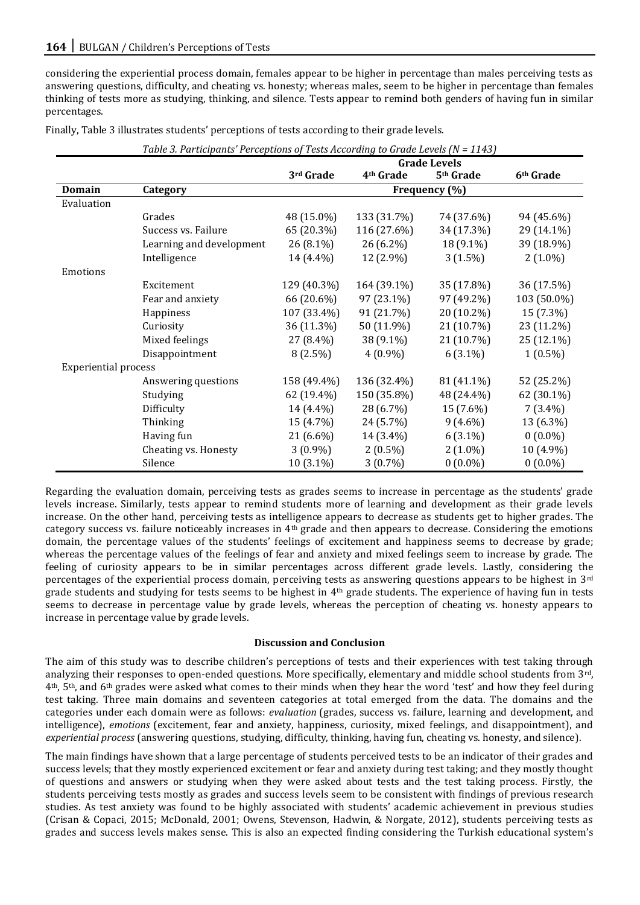considering the experiential process domain, females appear to be higher in percentage than males perceiving tests as answering questions, difficulty, and cheating vs. honesty; whereas males, seem to be higher in percentage than females thinking of tests more as studying, thinking, and silence. Tests appear to remind both genders of having fun in similar percentages.

Finally, Table 3 illustrates students' perceptions of tests according to their grade levels.

*Table 3. Participants' Perceptions of Tests According to Grade Levels (N = 1143)*

| | | Grade Levels | | | |
|---|---|---|---|---|---|
| | | 3rd Grade | 4th Grade | 5th Grade | 6th Grade |
| **Domain** | **Category** | Frequency (%) | | | |
| Evaluation | | | | | |
| | Grades | 48 (15.0%) | 133 (31.7%) | 74 (37.6%) | 94 (45.6%) |
| | Success vs. Failure | 65 (20.3%) | 116 (27.6%) | 34 (17.3%) | 29 (14.1%) |
| | Learning and development | 26 (8.1%) | 26 (6.2%) | 18 (9.1%) | 39 (18.9%) |
| | Intelligence | 14 (4.4%) | 12 (2.9%) | 3 (1.5%) | 2 (1.0%) |
| Emotions | | | | | |
| | Excitement | 129 (40.3%) | 164 (39.1%) | 35 (17.8%) | 36 (17.5%) |
| | Fear and anxiety | 66 (20.6%) | 97 (23.1%) | 97 (49.2%) | 103 (50.0%) |
| | Happiness | 107 (33.4%) | 91 (21.7%) | 20 (10.2%) | 15 (7.3%) |
| | Curiosity | 36 (11.3%) | 50 (11.9%) | 21 (10.7%) | 23 (11.2%) |
| | Mixed feelings | 27 (8.4%) | 38 (9.1%) | 21 (10.7%) | 25 (12.1%) |
| | Disappointment | 8 (2.5%) | 4 (0.9%) | 6 (3.1%) | 1 (0.5%) |
| Experiential process | | | | | |
| | Answering questions | 158 (49.4%) | 136 (32.4%) | 81 (41.1%) | 52 (25.2%) |
| | Studying | 62 (19.4%) | 150 (35.8%) | 48 (24.4%) | 62 (30.1%) |
| | Difficulty | 14 (4.4%) | 28 (6.7%) | 15 (7.6%) | 7 (3.4%) |
| | Thinking | 15 (4.7%) | 24 (5.7%) | 9 (4.6%) | 13 (6.3%) |
| | Having fun | 21 (6.6%) | 14 (3.4%) | 6 (3.1%) | 0 (0.0%) |
| | Cheating vs. Honesty | 3 (0.9%) | 2 (0.5%) | 2 (1.0%) | 10 (4.9%) |
| | Silence | 10 (3.1%) | 3 (0.7%) | 0 (0.0%) | 0 (0.0%) |

Regarding the evaluation domain, perceiving tests as grades seems to increase in percentage as the students' grade levels increase. Similarly, tests appear to remind students more of learning and development as their grade levels increase. On the other hand, perceiving tests as intelligence appears to decrease as students get to higher grades. The category success vs. failure noticeably increases in 4th grade and then appears to decrease. Considering the emotions domain, the percentage values of the students' feelings of excitement and happiness seems to decrease by grade; whereas the percentage values of the feelings of fear and anxiety and mixed feelings seem to increase by grade. The feeling of curiosity appears to be in similar percentages across different grade levels. Lastly, considering the percentages of the experiential process domain, perceiving tests as answering questions appears to be highest in 3rd grade students and studying for tests seems to be highest in 4th grade students. The experience of having fun in tests seems to decrease in percentage value by grade levels, whereas the perception of cheating vs. honesty appears to increase in percentage value by grade levels.

## Discussion and Conclusion

The aim of this study was to describe children's perceptions of tests and their experiences with test taking through analyzing their responses to open-ended questions. More specifically, elementary and middle school students from 3rd, 4th, 5th, and 6th grades were asked what comes to their minds when they hear the word 'test' and how they feel during test taking. Three main domains and seventeen categories at total emerged from the data. The domains and the categories under each domain were as follows: *evaluation* (grades, success vs. failure, learning and development, and intelligence), *emotions* (excitement, fear and anxiety, happiness, curiosity, mixed feelings, and disappointment), and *experiential process* (answering questions, studying, difficulty, thinking, having fun, cheating vs. honesty, and silence).

The main findings have shown that a large percentage of students perceived tests to be an indicator of their grades and success levels; that they mostly experienced excitement or fear and anxiety during test taking; and they mostly thought of questions and answers or studying when they were asked about tests and the test taking process. Firstly, the students perceiving tests mostly as grades and success levels seem to be consistent with findings of previous research studies. As test anxiety was found to be highly associated with students' academic achievement in previous studies (Crisan & Copaci, 2015; McDonald, 2001; Owens, Stevenson, Hadwin, & Norgate, 2012), students perceiving tests as grades and success levels makes sense. This is also an expected finding considering the Turkish educational system's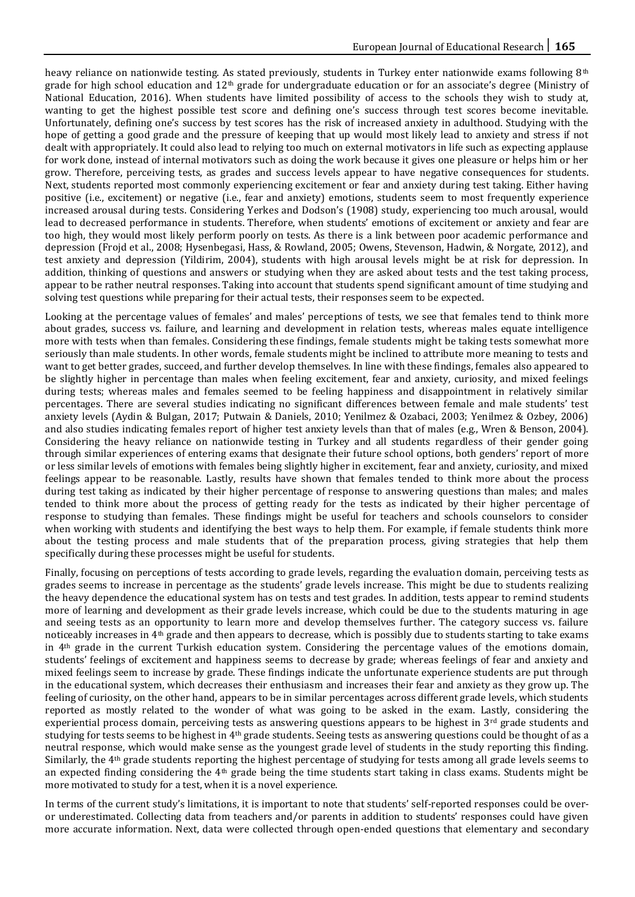heavy reliance on nationwide testing. As stated previously, students in Turkey enter nationwide exams following 8th grade for high school education and 12th grade for undergraduate education or for an associate's degree (Ministry of National Education, 2016). When students have limited possibility of access to the schools they wish to study at, wanting to get the highest possible test score and defining one's success through test scores become inevitable. Unfortunately, defining one's success by test scores has the risk of increased anxiety in adulthood. Studying with the hope of getting a good grade and the pressure of keeping that up would most likely lead to anxiety and stress if not dealt with appropriately. It could also lead to relying too much on external motivators in life such as expecting applause for work done, instead of internal motivators such as doing the work because it gives one pleasure or helps him or her grow. Therefore, perceiving tests, as grades and success levels appear to have negative consequences for students. Next, students reported most commonly experiencing excitement or fear and anxiety during test taking. Either having positive (i.e., excitement) or negative (i.e., fear and anxiety) emotions, students seem to most frequently experience increased arousal during tests. Considering Yerkes and Dodson's (1908) study, experiencing too much arousal, would lead to decreased performance in students. Therefore, when students' emotions of excitement or anxiety and fear are too high, they would most likely perform poorly on tests. As there is a link between poor academic performance and depression (Frojd et al., 2008; Hysenbegasi, Hass, & Rowland, 2005; Owens, Stevenson, Hadwin, & Norgate, 2012), and test anxiety and depression (Yildirim, 2004), students with high arousal levels might be at risk for depression. In addition, thinking of questions and answers or studying when they are asked about tests and the test taking process, appear to be rather neutral responses. Taking into account that students spend significant amount of time studying and solving test questions while preparing for their actual tests, their responses seem to be expected.

Looking at the percentage values of females' and males' perceptions of tests, we see that females tend to think more about grades, success vs. failure, and learning and development in relation tests, whereas males equate intelligence more with tests when than females. Considering these findings, female students might be taking tests somewhat more seriously than male students. In other words, female students might be inclined to attribute more meaning to tests and want to get better grades, succeed, and further develop themselves. In line with these findings, females also appeared to be slightly higher in percentage than males when feeling excitement, fear and anxiety, curiosity, and mixed feelings during tests; whereas males and females seemed to be feeling happiness and disappointment in relatively similar percentages. There are several studies indicating no significant differences between female and male students' test anxiety levels (Aydin & Bulgan, 2017; Putwain & Daniels, 2010; Yenilmez & Ozabaci, 2003; Yenilmez & Ozbey, 2006) and also studies indicating females report of higher test anxiety levels than that of males (e.g., Wren & Benson, 2004). Considering the heavy reliance on nationwide testing in Turkey and all students regardless of their gender going through similar experiences of entering exams that designate their future school options, both genders' report of more or less similar levels of emotions with females being slightly higher in excitement, fear and anxiety, curiosity, and mixed feelings appear to be reasonable. Lastly, results have shown that females tended to think more about the process during test taking as indicated by their higher percentage of response to answering questions than males; and males tended to think more about the process of getting ready for the tests as indicated by their higher percentage of response to studying than females. These findings might be useful for teachers and schools counselors to consider when working with students and identifying the best ways to help them. For example, if female students think more about the testing process and male students that of the preparation process, giving strategies that help them specifically during these processes might be useful for students.

Finally, focusing on perceptions of tests according to grade levels, regarding the evaluation domain, perceiving tests as grades seems to increase in percentage as the students' grade levels increase. This might be due to students realizing the heavy dependence the educational system has on tests and test grades. In addition, tests appear to remind students more of learning and development as their grade levels increase, which could be due to the students maturing in age and seeing tests as an opportunity to learn more and develop themselves further. The category success vs. failure noticeably increases in 4th grade and then appears to decrease, which is possibly due to students starting to take exams in 4th grade in the current Turkish education system. Considering the percentage values of the emotions domain, students' feelings of excitement and happiness seems to decrease by grade; whereas feelings of fear and anxiety and mixed feelings seem to increase by grade. These findings indicate the unfortunate experience students are put through in the educational system, which decreases their enthusiasm and increases their fear and anxiety as they grow up. The feeling of curiosity, on the other hand, appears to be in similar percentages across different grade levels, which students reported as mostly related to the wonder of what was going to be asked in the exam. Lastly, considering the experiential process domain, perceiving tests as answering questions appears to be highest in 3rd grade students and studying for tests seems to be highest in 4th grade students. Seeing tests as answering questions could be thought of as a neutral response, which would make sense as the youngest grade level of students in the study reporting this finding. Similarly, the 4th grade students reporting the highest percentage of studying for tests among all grade levels seems to an expected finding considering the 4th grade being the time students start taking in class exams. Students might be more motivated to study for a test, when it is a novel experience.

In terms of the current study's limitations, it is important to note that students' self-reported responses could be over- or underestimated. Collecting data from teachers and/or parents in addition to students' responses could have given more accurate information. Next, data were collected through open-ended questions that elementary and secondary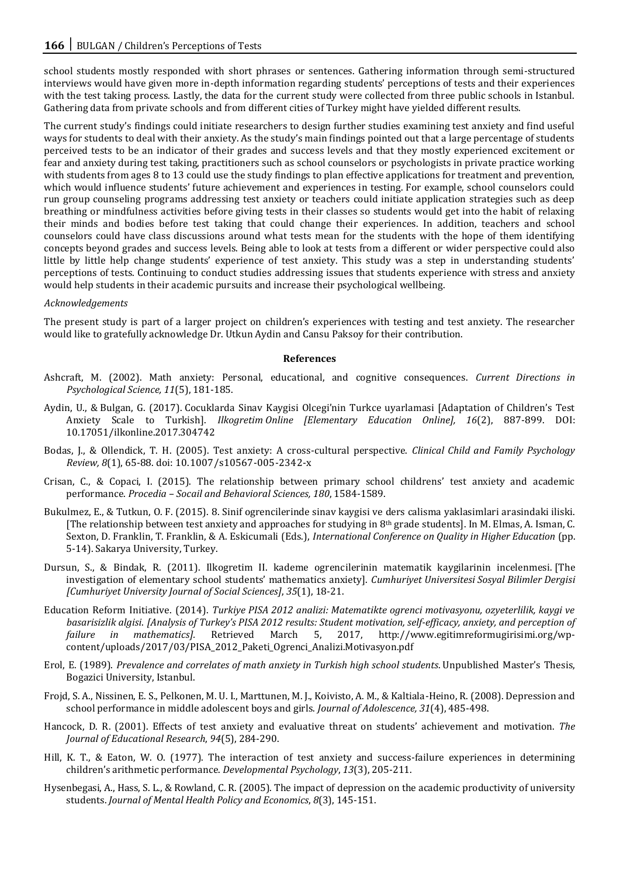school students mostly responded with short phrases or sentences. Gathering information through semi-structured interviews would have given more in-depth information regarding students' perceptions of tests and their experiences with the test taking process. Lastly, the data for the current study were collected from three public schools in Istanbul. Gathering data from private schools and from different cities of Turkey might have yielded different results.

The current study's findings could initiate researchers to design further studies examining test anxiety and find useful ways for students to deal with their anxiety. As the study's main findings pointed out that a large percentage of students perceived tests to be an indicator of their grades and success levels and that they mostly experienced excitement or fear and anxiety during test taking, practitioners such as school counselors or psychologists in private practice working with students from ages 8 to 13 could use the study findings to plan effective applications for treatment and prevention, which would influence students' future achievement and experiences in testing. For example, school counselors could run group counseling programs addressing test anxiety or teachers could initiate application strategies such as deep breathing or mindfulness activities before giving tests in their classes so students would get into the habit of relaxing their minds and bodies before test taking that could change their experiences. In addition, teachers and school counselors could have class discussions around what tests mean for the students with the hope of them identifying concepts beyond grades and success levels. Being able to look at tests from a different or wider perspective could also little by little help change students' experience of test anxiety. This study was a step in understanding students' perceptions of tests. Continuing to conduct studies addressing issues that students experience with stress and anxiety would help students in their academic pursuits and increase their psychological wellbeing.

*Acknowledgements*

The present study is part of a larger project on children's experiences with testing and test anxiety. The researcher would like to gratefully acknowledge Dr. Utkun Aydin and Cansu Paksoy for their contribution.

## References

Ashcraft, M. (2002). Math anxiety: Personal, educational, and cognitive consequences. *Current Directions in Psychological Science, 11*(5), 181-185.

Aydin, U., & Bulgan, G. (2017). Cocuklarda Sinav Kaygisi Olcegi'nin Turkce uyarlamasi [Adaptation of Children's Test Anxiety Scale to Turkish]. *Ilkogretim Online [Elementary Education Online], 16*(2), 887-899. DOI: 10.17051/ilkonline.2017.304742

Bodas, J., & Ollendick, T. H. (2005). Test anxiety: A cross-cultural perspective. *Clinical Child and Family Psychology Review, 8*(1), 65-88. doi: 10.1007/s10567-005-2342-x

Crisan, C., & Copaci, I. (2015). The relationship between primary school childrens' test anxiety and academic performance. *Procedia – Socail and Behavioral Sciences, 180*, 1584-1589.

Bukulmez, E., & Tutkun, O. F. (2015). 8. Sinif ogrencilerinde sinav kaygisi ve ders calisma yaklasimlari arasindaki iliski. [The relationship between test anxiety and approaches for studying in 8th grade students]. In M. Elmas, A. Isman, C. Sexton, D. Franklin, T. Franklin, & A. Eskicumali (Eds.), *International Conference on Quality in Higher Education* (pp. 5-14). Sakarya University, Turkey.

Dursun, S., & Bindak, R. (2011). Ilkogretim II. kademe ogrencilerinin matematik kaygilarinin incelenmesi. [The investigation of elementary school students' mathematics anxiety]. *Cumhuriyet Universitesi Sosyal Bilimler Dergisi [Cumhuriyet University Journal of Social Sciences]*, *35*(1), 18-21.

Education Reform Initiative. (2014). *Turkiye PISA 2012 analizi: Matematikte ogrenci motivasyonu, ozyeterlilik, kaygi ve basarisizlik algisi*. *[Analysis of Turkey's PISA 2012 results: Student motivation, self-efficacy, anxiety, and perception of failure in mathematics]*. Retrieved March 5, 2017, http://www.egitimreformugirisimi.org/wp-content/uploads/2017/03/PISA_2012_Paketi_Ogrenci_Analizi.Motivasyon.pdf

Erol, E. (1989). *Prevalence and correlates of math anxiety in Turkish high school students*. Unpublished Master's Thesis, Bogazici University, Istanbul.

Frojd, S. A., Nissinen, E. S., Pelkonen, M. U. I., Marttunen, M. J., Koivisto, A. M., & Kaltiala-Heino, R. (2008). Depression and school performance in middle adolescent boys and girls. *Journal of Adolescence, 31*(4), 485-498.

Hancock, D. R. (2001). Effects of test anxiety and evaluative threat on students' achievement and motivation. *The Journal of Educational Research*, *94*(5), 284-290.

Hill, K. T., & Eaton, W. O. (1977). The interaction of test anxiety and success-failure experiences in determining children's arithmetic performance. *Developmental Psychology*, *13*(3), 205-211.

Hysenbegasi, A., Hass, S. L., & Rowland, C. R. (2005). The impact of depression on the academic productivity of university students. *Journal of Mental Health Policy and Economics*, *8*(3), 145-151.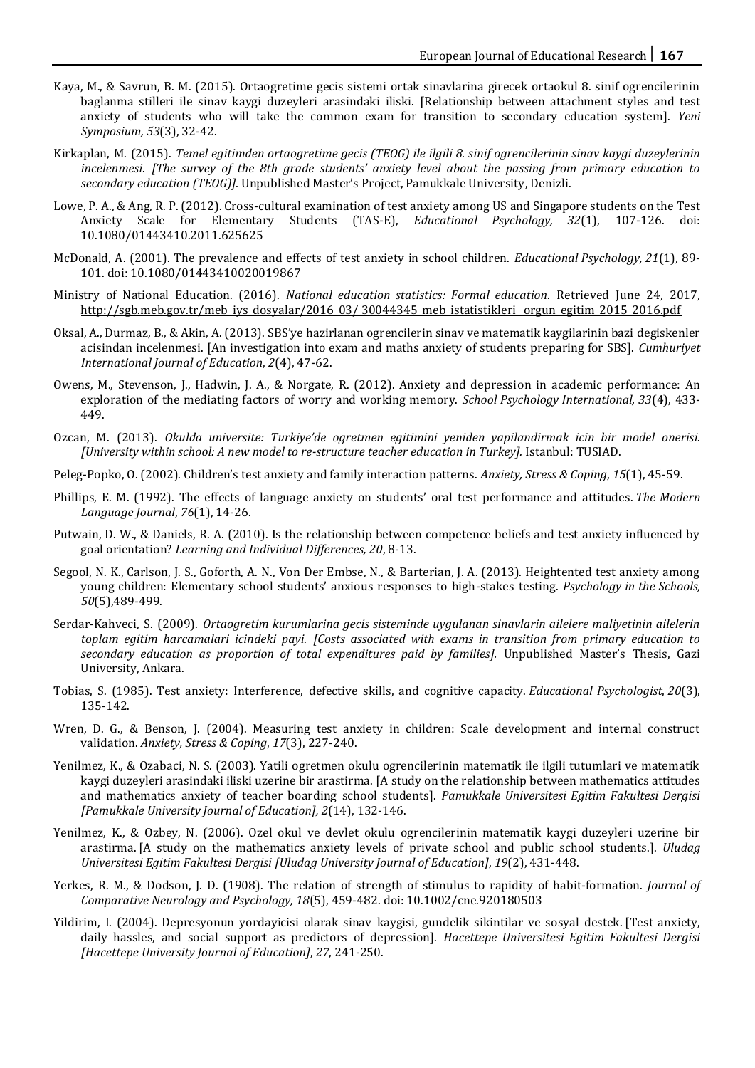Kaya, M., & Savrun, B. M. (2015). Ortaogretime gecis sistemi ortak sinavlarina girecek ortaokul 8. sinif ogrencilerinin baglanma stilleri ile sinav kaygi duzeyleri arasindaki iliski. [Relationship between attachment styles and test anxiety of students who will take the common exam for transition to secondary education system]. *Yeni Symposium, 53*(3), 32-42.

Kirkaplan, M. (2015). *Temel egitimden ortaogretime gecis (TEOG) ile ilgili 8. sinif ogrencilerinin sinav kaygi duzeylerinin incelenmesi. [The survey of the 8th grade students' anxiety level about the passing from primary education to secondary education (TEOG)].* Unpublished Master's Project, Pamukkale University, Denizli.

Lowe, P. A., & Ang, R. P. (2012). Cross-cultural examination of test anxiety among US and Singapore students on the Test Anxiety Scale for Elementary Students (TAS-E), *Educational Psychology, 32*(1), 107-126. doi: 10.1080/01443410.2011.625625

McDonald, A. (2001). The prevalence and effects of test anxiety in school children. *Educational Psychology, 21*(1), 89-101. doi: 10.1080/01443410020019867

Ministry of National Education. (2016). *National education statistics: Formal education*. Retrieved June 24, 2017, http://sgb.meb.gov.tr/meb_iys_dosyalar/2016_03/ 30044345_meb_istatistikleri_ orgun_egitim_2015_2016.pdf

Oksal, A., Durmaz, B., & Akin, A. (2013). SBS'ye hazirlanan ogrencilerin sinav ve matematik kaygilarinin bazi degiskenler acisindan incelenmesi. [An investigation into exam and maths anxiety of students preparing for SBS]. *Cumhuriyet International Journal of Education*, *2*(4), 47-62.

Owens, M., Stevenson, J., Hadwin, J. A., & Norgate, R. (2012). Anxiety and depression in academic performance: An exploration of the mediating factors of worry and working memory. *School Psychology International, 33*(4), 433-449.

Ozcan, M. (2013). *Okulda universite: Turkiye'de ogretmen egitimini yeniden yapilandirmak icin bir model onerisi. [University within school: A new model to re-structure teacher education in Turkey].* Istanbul: TUSIAD.

Peleg-Popko, O. (2002). Children's test anxiety and family interaction patterns. *Anxiety, Stress & Coping*, *15*(1), 45-59.

Phillips, E. M. (1992). The effects of language anxiety on students' oral test performance and attitudes. *The Modern Language Journal*, *76*(1), 14-26.

Putwain, D. W., & Daniels, R. A. (2010). Is the relationship between competence beliefs and test anxiety influenced by goal orientation? *Learning and Individual Differences, 20*, 8-13.

Segool, N. K., Carlson, J. S., Goforth, A. N., Von Der Embse, N., & Barterian, J. A. (2013). Heightented test anxiety among young children: Elementary school students' anxious responses to high-stakes testing. *Psychology in the Schools, 50*(5),489-499.

Serdar-Kahveci, S. (2009). *Ortaogretim kurumlarina gecis sisteminde uygulanan sinavlarin ailelere maliyetinin ailelerin toplam egitim harcamalari icindeki payi. [Costs associated with exams in transition from primary education to secondary education as proportion of total expenditures paid by families].* Unpublished Master's Thesis, Gazi University, Ankara.

Tobias, S. (1985). Test anxiety: Interference, defective skills, and cognitive capacity. *Educational Psychologist*, *20*(3), 135-142.

Wren, D. G., & Benson, J. (2004). Measuring test anxiety in children: Scale development and internal construct validation. *Anxiety, Stress & Coping*, *17*(3), 227-240.

Yenilmez, K., & Ozabaci, N. S. (2003). Yatili ogretmen okulu ogrencilerinin matematik ile ilgili tutumlari ve matematik kaygi duzeyleri arasindaki iliski uzerine bir arastirma. [A study on the relationship between mathematics attitudes and mathematics anxiety of teacher boarding school students]. *Pamukkale Universitesi Egitim Fakultesi Dergisi [Pamukkale University Journal of Education], 2*(14), 132-146.

Yenilmez, K., & Ozbey, N. (2006). Ozel okul ve devlet okulu ogrencilerinin matematik kaygi duzeyleri uzerine bir arastirma. [A study on the mathematics anxiety levels of private school and public school students.]. *Uludag Universitesi Egitim Fakultesi Dergisi [Uludag University Journal of Education]*, *19*(2), 431-448.

Yerkes, R. M., & Dodson, J. D. (1908). The relation of strength of stimulus to rapidity of habit-formation. *Journal of Comparative Neurology and Psychology, 18*(5), 459-482. doi: 10.1002/cne.920180503

Yildirim, I. (2004). Depresyonun yordayicisi olarak sinav kaygisi, gundelik sikintilar ve sosyal destek. [Test anxiety, daily hassles, and social support as predictors of depression]. *Hacettepe Universitesi Egitim Fakultesi Dergisi [Hacettepe University Journal of Education]*, *27*, 241-250.